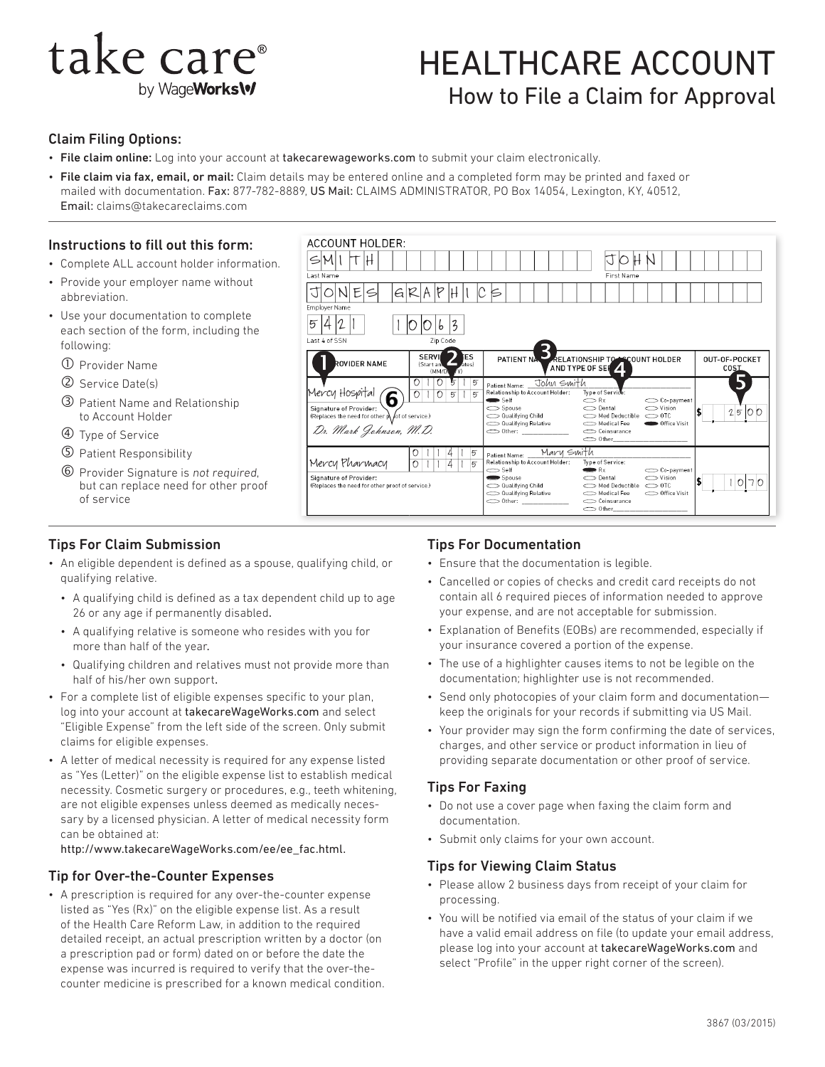# take care®
by WageWorks

# HEALTHCARE ACCOUNT
## How to File a Claim for Approval

### Claim Filing Options:

- **File claim online:** Log into your account at takecarewageworks.com to submit your claim electronically.
- **File claim via fax, email, or mail:** Claim details may be entered online and a completed form may be printed and faxed or mailed with documentation. Fax: 877-782-8889, US Mail: CLAIMS ADMINISTRATOR, PO Box 14054, Lexington, KY, 40512, Email: claims@takecareclaims.com

### Instructions to fill out this form:

- Complete ALL account holder information.
- Provide your employer name without abbreviation.
- Use your documentation to complete each section of the form, including the following:
  - ① Provider Name
  - ② Service Date(s)
  - ③ Patient Name and Relationship to Account Holder
  - ④ Type of Service
  - ⑤ Patient Responsibility
  - ⑥ Provider Signature is *not required*, but can replace need for other proof of service

**ACCOUNT HOLDER:**

Last Name: SMITH | First Name: JOHN

Employer Name: JONES GRAPHICS

Last 4 of SSN: 5421 | Zip Code: 10063

| ① PROVIDER NAME | ② SERVICE DATES (Start and End Dates) (MM/DD/YY) | ③ PATIENT NAME, RELATIONSHIP TO ACCOUNT HOLDER AND TYPE OF SERVICE ④ | ⑤ OUT-OF-POCKET COST |
|---|---|---|---|
| Mercy Hospital<br>⑥ Signature of Provider: (Replaces the need for other proof of service.) *Dr. Mark Johnson, M.D.* | 01/05/15 – 01/05/15 | Patient Name: John Smith<br>Relationship to Account Holder: ● Self ○ Spouse ○ Qualifying Child ○ Qualifying Relative ○ Other:<br>Type of Service: ○ Rx ○ Dental ○ Med Deductible ○ Medical Fee ○ Coinsurance ○ Other ○ Co-payment ○ Vision ○ OTC ● Office Visit | $25.00 |
| Mercy Pharmacy<br>Signature of Provider: (Replaces the need for other proof of service.) | 01/14/15 – 01/14/15 | Patient Name: Mary Smith<br>Relationship to Account Holder: ○ Self ● Spouse ○ Qualifying Child ○ Qualifying Relative ○ Other:<br>Type of Service: ● Rx ○ Dental ○ Med Deductible ○ Medical Fee ○ Coinsurance ○ Other ○ Co-payment ○ Vision ○ OTC ○ Office Visit | $10.70 |

### Tips For Claim Submission

- An eligible dependent is defined as a spouse, qualifying child, or qualifying relative.
  - A qualifying child is defined as a tax dependent child up to age 26 or any age if permanently disabled.
  - A qualifying relative is someone who resides with you for more than half of the year.
  - Qualifying children and relatives must not provide more than half of his/her own support.
- For a complete list of eligible expenses specific to your plan, log into your account at takecareWageWorks.com and select "Eligible Expense" from the left side of the screen. Only submit claims for eligible expenses.
- A letter of medical necessity is required for any expense listed as "Yes (Letter)" on the eligible expense list to establish medical necessity. Cosmetic surgery or procedures, e.g., teeth whitening, are not eligible expenses unless deemed as medically necessary by a licensed physician. A letter of medical necessity form can be obtained at: http://www.takecareWageWorks.com/ee/ee_fac.html.

### Tip for Over-the-Counter Expenses

- A prescription is required for any over-the-counter expense listed as "Yes (Rx)" on the eligible expense list. As a result of the Health Care Reform Law, in addition to the required detailed receipt, an actual prescription written by a doctor (on a prescription pad or form) dated on or before the date the expense was incurred is required to verify that the over-the-counter medicine is prescribed for a known medical condition.

### Tips For Documentation

- Ensure that the documentation is legible.
- Cancelled or copies of checks and credit card receipts do not contain all 6 required pieces of information needed to approve your expense, and are not acceptable for submission.
- Explanation of Benefits (EOBs) are recommended, especially if your insurance covered a portion of the expense.
- The use of a highlighter causes items to not be legible on the documentation; highlighter use is not recommended.
- Send only photocopies of your claim form and documentation—keep the originals for your records if submitting via US Mail.
- Your provider may sign the form confirming the date of services, charges, and other service or product information in lieu of providing separate documentation or other proof of service.

### Tips For Faxing

- Do not use a cover page when faxing the claim form and documentation.
- Submit only claims for your own account.

### Tips for Viewing Claim Status

- Please allow 2 business days from receipt of your claim for processing.
- You will be notified via email of the status of your claim if we have a valid email address on file (to update your email address, please log into your account at takecareWageWorks.com and select "Profile" in the upper right corner of the screen).

3867 (03/2015)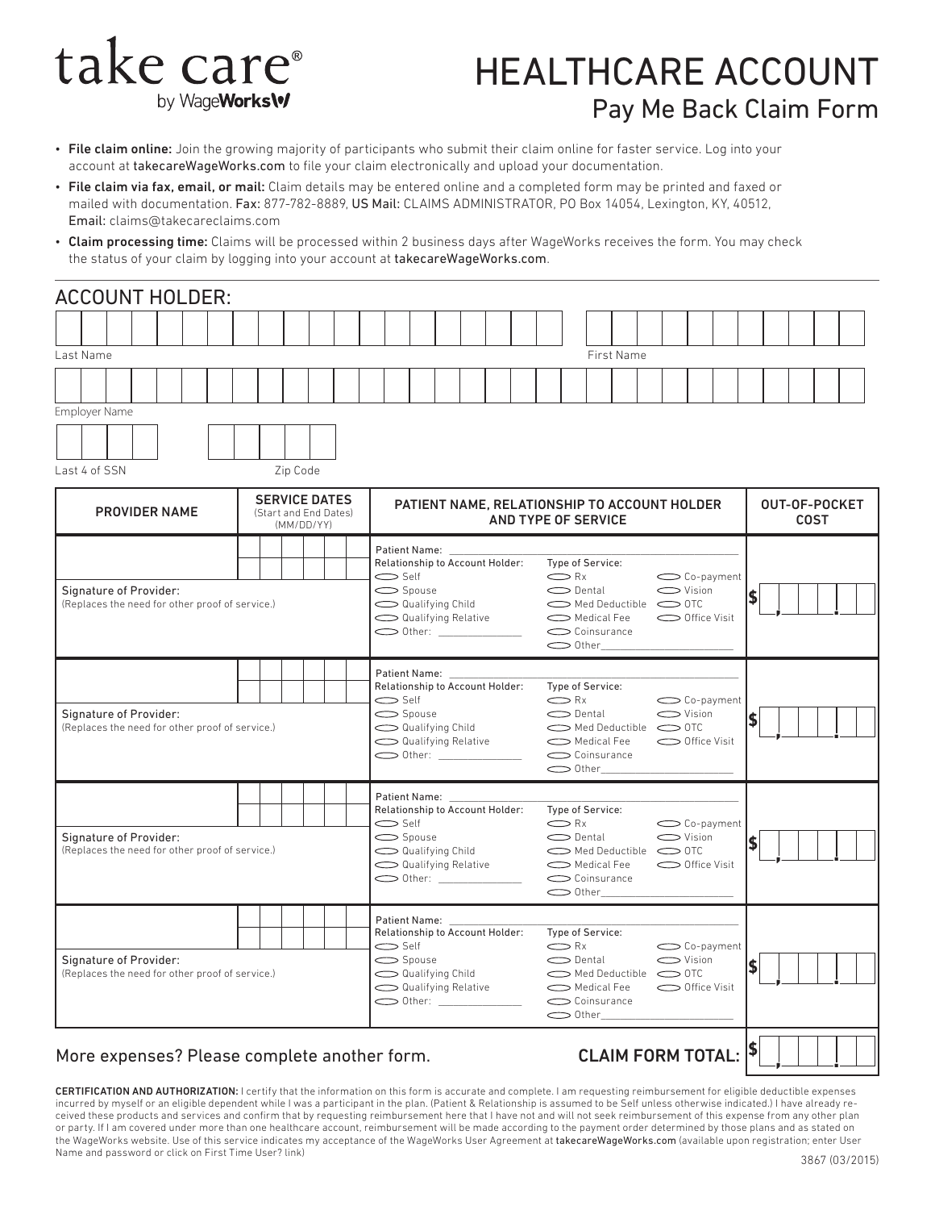take care®
by WageWorks

# HEALTHCARE ACCOUNT

## Pay Me Back Claim Form

- **File claim online:** Join the growing majority of participants who submit their claim online for faster service. Log into your account at takecareWageWorks.com to file your claim electronically and upload your documentation.
- **File claim via fax, email, or mail:** Claim details may be entered online and a completed form may be printed and faxed or mailed with documentation. Fax: 877-782-8889, US Mail: CLAIMS ADMINISTRATOR, PO Box 14054, Lexington, KY, 40512, Email: claims@takecareclaims.com
- **Claim processing time:** Claims will be processed within 2 business days after WageWorks receives the form. You may check the status of your claim by logging into your account at takecareWageWorks.com.

## ACCOUNT HOLDER:

Last Name ______________________ First Name ______________________

Employer Name ______________________

Last 4 of SSN ________ Zip Code ________

| PROVIDER NAME | SERVICE DATES (Start and End Dates) (MM/DD/YY) | PATIENT NAME, RELATIONSHIP TO ACCOUNT HOLDER AND TYPE OF SERVICE | OUT-OF-POCKET COST |
|---|---|---|---|
| Signature of Provider: (Replaces the need for other proof of service.) | | Patient Name: ______ Relationship to Account Holder: ◯ Self ◯ Spouse ◯ Qualifying Child ◯ Qualifying Relative ◯ Other: ______ Type of Service: ◯ Rx ◯ Co-payment ◯ Dental ◯ Vision ◯ Med Deductible ◯ OTC ◯ Medical Fee ◯ Office Visit ◯ Coinsurance ◯ Other______ | $ ___,___.___ |
| Signature of Provider: (Replaces the need for other proof of service.) | | Patient Name: ______ Relationship to Account Holder: ◯ Self ◯ Spouse ◯ Qualifying Child ◯ Qualifying Relative ◯ Other: ______ Type of Service: ◯ Rx ◯ Co-payment ◯ Dental ◯ Vision ◯ Med Deductible ◯ OTC ◯ Medical Fee ◯ Office Visit ◯ Coinsurance ◯ Other______ | $ ___,___.___ |
| Signature of Provider: (Replaces the need for other proof of service.) | | Patient Name: ______ Relationship to Account Holder: ◯ Self ◯ Spouse ◯ Qualifying Child ◯ Qualifying Relative ◯ Other: ______ Type of Service: ◯ Rx ◯ Co-payment ◯ Dental ◯ Vision ◯ Med Deductible ◯ OTC ◯ Medical Fee ◯ Office Visit ◯ Coinsurance ◯ Other______ | $ ___,___.___ |
| Signature of Provider: (Replaces the need for other proof of service.) | | Patient Name: ______ Relationship to Account Holder: ◯ Self ◯ Spouse ◯ Qualifying Child ◯ Qualifying Relative ◯ Other: ______ Type of Service: ◯ Rx ◯ Co-payment ◯ Dental ◯ Vision ◯ Med Deductible ◯ OTC ◯ Medical Fee ◯ Office Visit ◯ Coinsurance ◯ Other______ | $ ___,___.___ |

More expenses? Please complete another form. **CLAIM FORM TOTAL:** $ ___,___.___

**CERTIFICATION AND AUTHORIZATION:** I certify that the information on this form is accurate and complete. I am requesting reimbursement for eligible deductible expenses incurred by myself or an eligible dependent while I was a participant in the plan. (Patient & Relationship is assumed to be Self unless otherwise indicated.) I have already received these products and services and confirm that by requesting reimbursement here that I have not and will not seek reimbursement of this expense from any other plan or party. If I am covered under more than one healthcare account, reimbursement will be made according to the payment order determined by those plans and as stated on the WageWorks website. Use of this service indicates my acceptance of the WageWorks User Agreement at takecareWageWorks.com (available upon registration; enter User Name and password or click on First Time User? link)

3867 (03/2015)